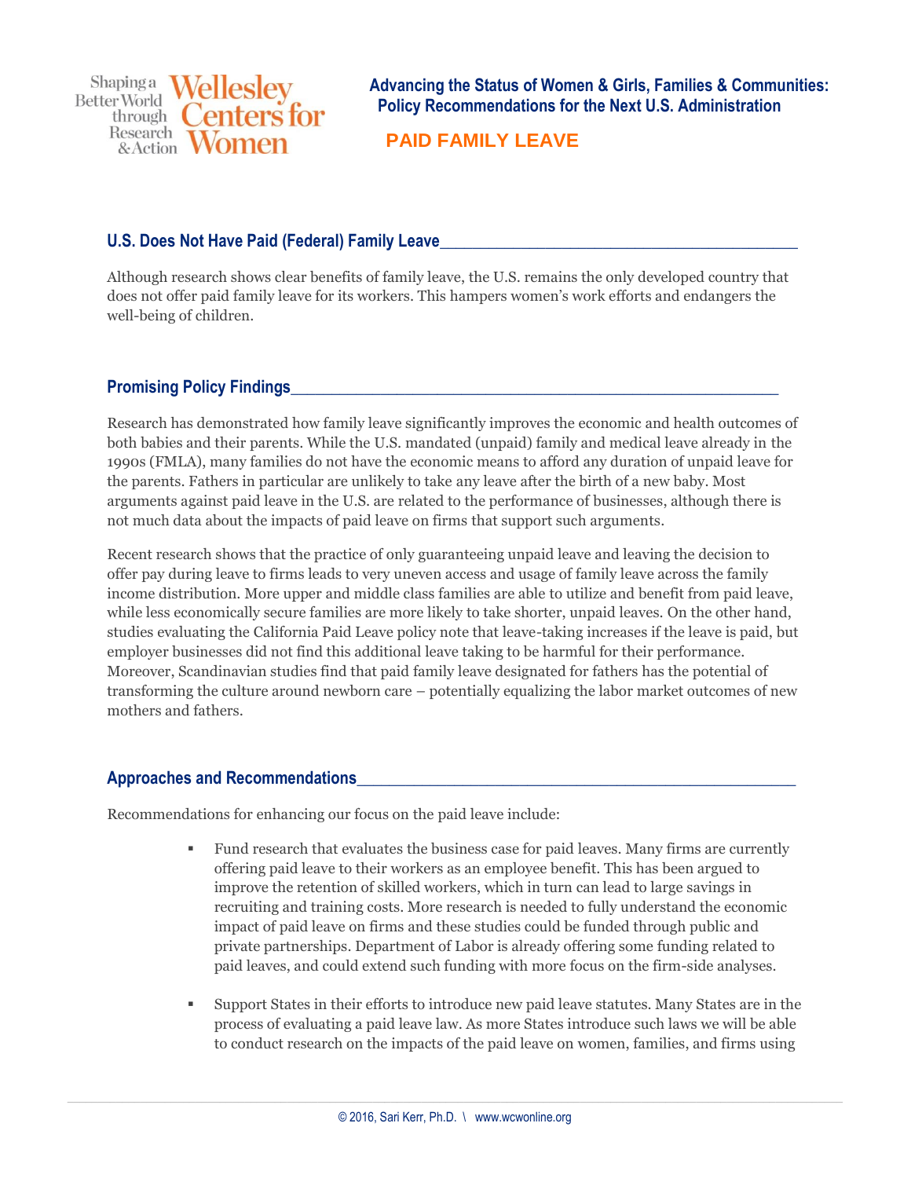Shaping a Better World through Research & Action — Wellesley Centers for Women

# Advancing the Status of Women & Girls, Families & Communities: Policy Recommendations for the Next U.S. Administration

## PAID FAMILY LEAVE

### U.S. Does Not Have Paid (Federal) Family Leave

Although research shows clear benefits of family leave, the U.S. remains the only developed country that does not offer paid family leave for its workers. This hampers women's work efforts and endangers the well-being of children.

### Promising Policy Findings

Research has demonstrated how family leave significantly improves the economic and health outcomes of both babies and their parents. While the U.S. mandated (unpaid) family and medical leave already in the 1990s (FMLA), many families do not have the economic means to afford any duration of unpaid leave for the parents. Fathers in particular are unlikely to take any leave after the birth of a new baby. Most arguments against paid leave in the U.S. are related to the performance of businesses, although there is not much data about the impacts of paid leave on firms that support such arguments.

Recent research shows that the practice of only guaranteeing unpaid leave and leaving the decision to offer pay during leave to firms leads to very uneven access and usage of family leave across the family income distribution. More upper and middle class families are able to utilize and benefit from paid leave, while less economically secure families are more likely to take shorter, unpaid leaves. On the other hand, studies evaluating the California Paid Leave policy note that leave-taking increases if the leave is paid, but employer businesses did not find this additional leave taking to be harmful for their performance. Moreover, Scandinavian studies find that paid family leave designated for fathers has the potential of transforming the culture around newborn care – potentially equalizing the labor market outcomes of new mothers and fathers.

### Approaches and Recommendations

Recommendations for enhancing our focus on the paid leave include:

- Fund research that evaluates the business case for paid leaves. Many firms are currently offering paid leave to their workers as an employee benefit. This has been argued to improve the retention of skilled workers, which in turn can lead to large savings in recruiting and training costs. More research is needed to fully understand the economic impact of paid leave on firms and these studies could be funded through public and private partnerships. Department of Labor is already offering some funding related to paid leaves, and could extend such funding with more focus on the firm-side analyses.

- Support States in their efforts to introduce new paid leave statutes. Many States are in the process of evaluating a paid leave law. As more States introduce such laws we will be able to conduct research on the impacts of the paid leave on women, families, and firms using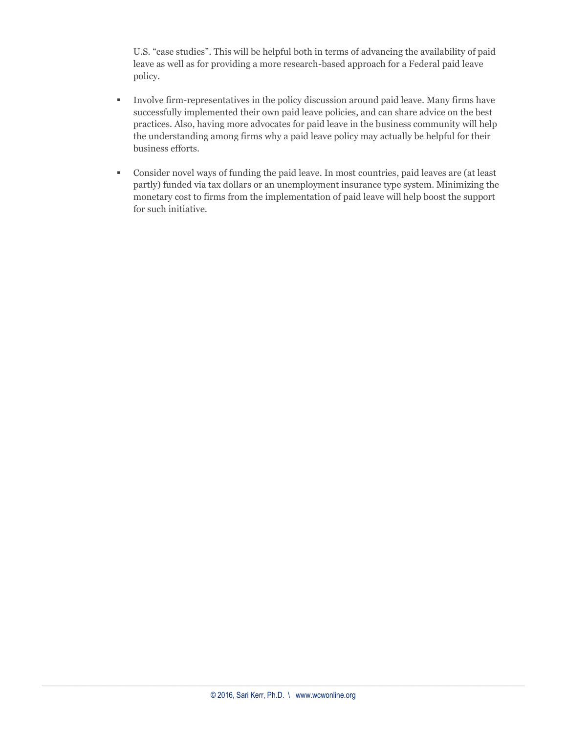U.S. “case studies”. This will be helpful both in terms of advancing the availability of paid leave as well as for providing a more research-based approach for a Federal paid leave policy.

- Involve firm-representatives in the policy discussion around paid leave. Many firms have successfully implemented their own paid leave policies, and can share advice on the best practices. Also, having more advocates for paid leave in the business community will help the understanding among firms why a paid leave policy may actually be helpful for their business efforts.

- Consider novel ways of funding the paid leave. In most countries, paid leaves are (at least partly) funded via tax dollars or an unemployment insurance type system. Minimizing the monetary cost to firms from the implementation of paid leave will help boost the support for such initiative.